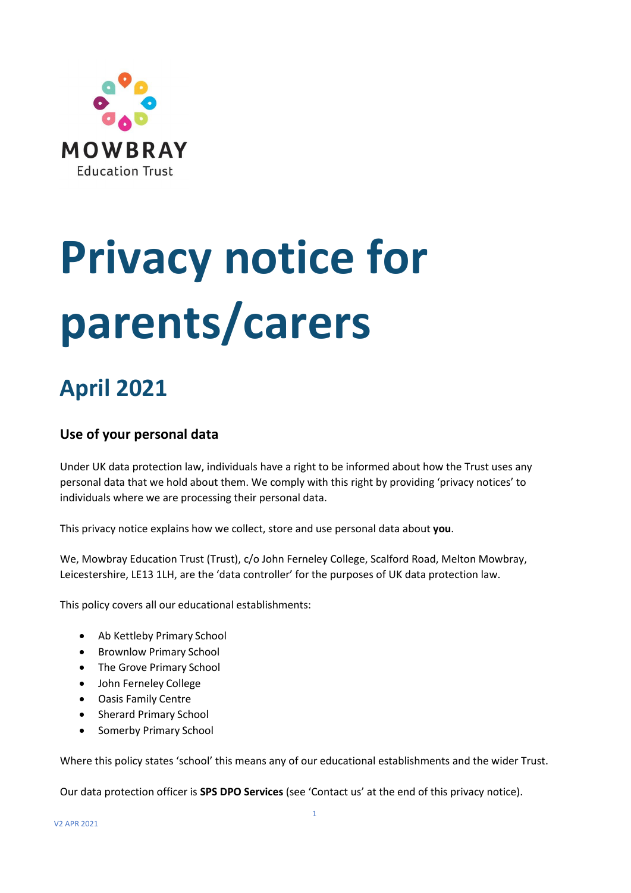MOWBRAY

Education Trust

# Privacy notice for parents/carers

## April 2021

### Use of your personal data

Under UK data protection law, individuals have a right to be informed about how the Trust uses any personal data that we hold about them. We comply with this right by providing 'privacy notices' to individuals where we are processing their personal data.

This privacy notice explains how we collect, store and use personal data about **you**.

We, Mowbray Education Trust (Trust), c/o John Ferneley College, Scalford Road, Melton Mowbray, Leicestershire, LE13 1LH, are the 'data controller' for the purposes of UK data protection law.

This policy covers all our educational establishments:

- Ab Kettleby Primary School
- Brownlow Primary School
- The Grove Primary School
- John Ferneley College
- Oasis Family Centre
- Sherard Primary School
- Somerby Primary School

Where this policy states 'school' this means any of our educational establishments and the wider Trust.

Our data protection officer is **SPS DPO Services** (see 'Contact us' at the end of this privacy notice).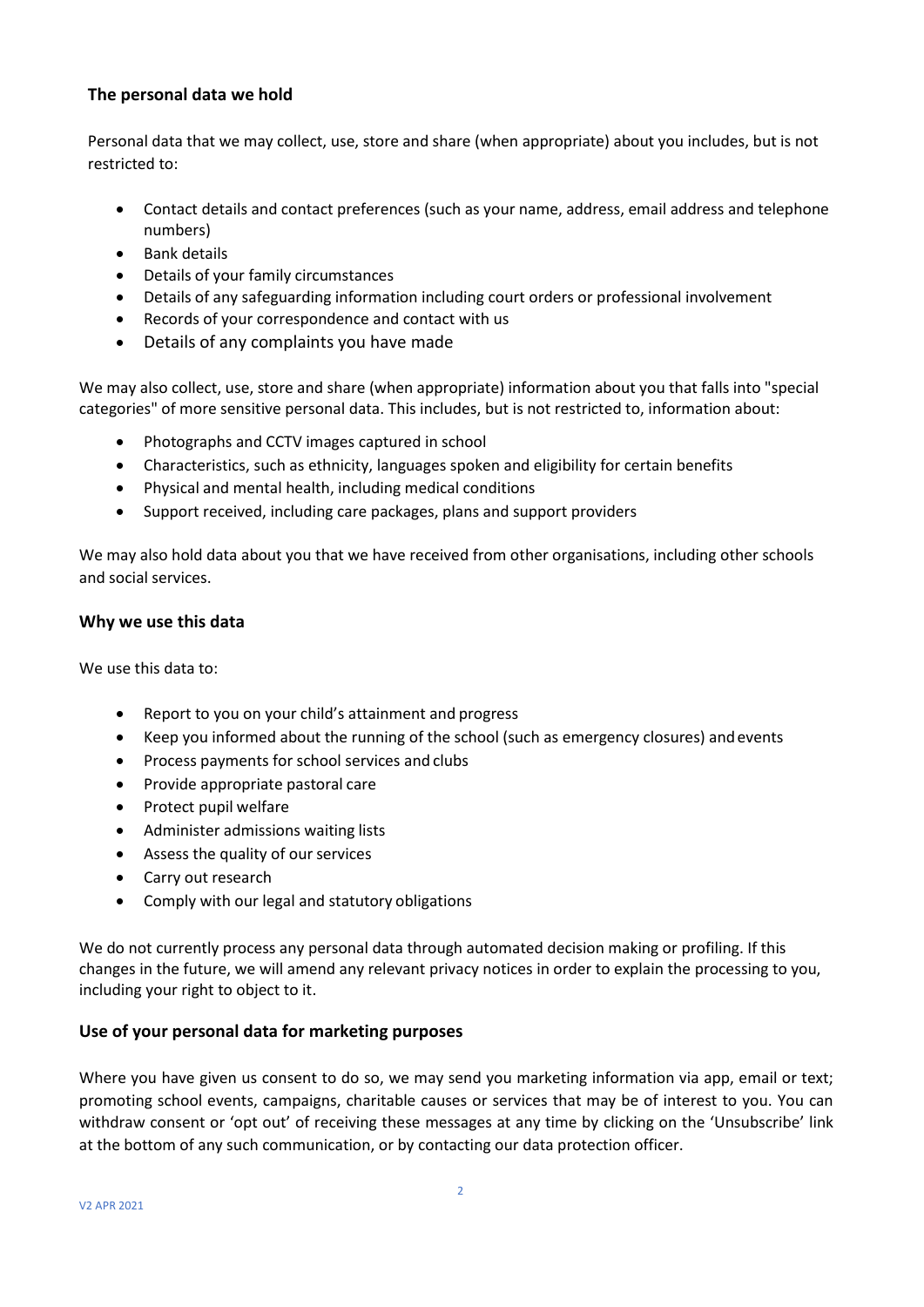## The personal data we hold

Personal data that we may collect, use, store and share (when appropriate) about you includes, but is not restricted to:

- Contact details and contact preferences (such as your name, address, email address and telephone numbers)
- Bank details
- Details of your family circumstances
- Details of any safeguarding information including court orders or professional involvement
- Records of your correspondence and contact with us
- Details of any complaints you have made

We may also collect, use, store and share (when appropriate) information about you that falls into "special categories" of more sensitive personal data. This includes, but is not restricted to, information about:

- Photographs and CCTV images captured in school
- Characteristics, such as ethnicity, languages spoken and eligibility for certain benefits
- Physical and mental health, including medical conditions
- Support received, including care packages, plans and support providers

We may also hold data about you that we have received from other organisations, including other schools and social services.

## Why we use this data

We use this data to:

- Report to you on your child's attainment and progress
- Keep you informed about the running of the school (such as emergency closures) and events
- Process payments for school services and clubs
- Provide appropriate pastoral care
- Protect pupil welfare
- Administer admissions waiting lists
- Assess the quality of our services
- Carry out research
- Comply with our legal and statutory obligations

We do not currently process any personal data through automated decision making or profiling. If this changes in the future, we will amend any relevant privacy notices in order to explain the processing to you, including your right to object to it.

## Use of your personal data for marketing purposes

Where you have given us consent to do so, we may send you marketing information via app, email or text; promoting school events, campaigns, charitable causes or services that may be of interest to you. You can withdraw consent or 'opt out' of receiving these messages at any time by clicking on the 'Unsubscribe' link at the bottom of any such communication, or by contacting our data protection officer.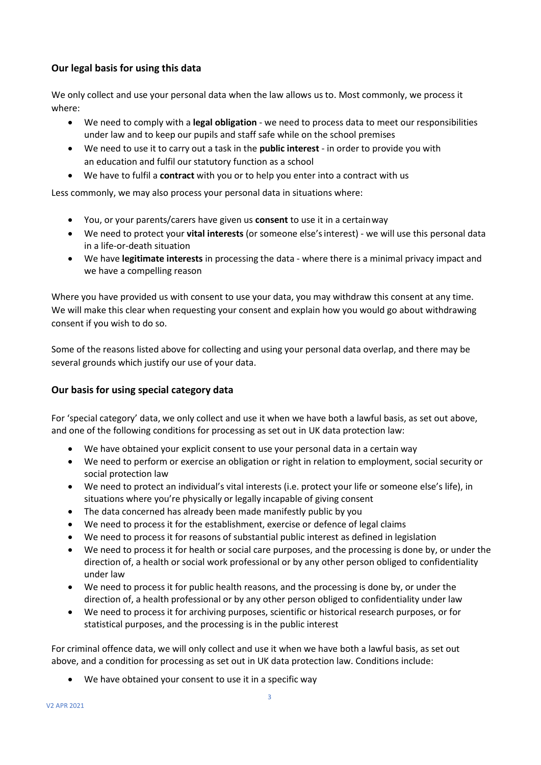## Our legal basis for using this data

We only collect and use your personal data when the law allows us to. Most commonly, we process it where:

- We need to comply with a **legal obligation** - we need to process data to meet our responsibilities under law and to keep our pupils and staff safe while on the school premises
- We need to use it to carry out a task in the **public interest** - in order to provide you with an education and fulfil our statutory function as a school
- We have to fulfil a **contract** with you or to help you enter into a contract with us

Less commonly, we may also process your personal data in situations where:

- You, or your parents/carers have given us **consent** to use it in a certain way
- We need to protect your **vital interests** (or someone else's interest) - we will use this personal data in a life-or-death situation
- We have **legitimate interests** in processing the data - where there is a minimal privacy impact and we have a compelling reason

Where you have provided us with consent to use your data, you may withdraw this consent at any time. We will make this clear when requesting your consent and explain how you would go about withdrawing consent if you wish to do so.

Some of the reasons listed above for collecting and using your personal data overlap, and there may be several grounds which justify our use of your data.

## Our basis for using special category data

For 'special category' data, we only collect and use it when we have both a lawful basis, as set out above, and one of the following conditions for processing as set out in UK data protection law:

- We have obtained your explicit consent to use your personal data in a certain way
- We need to perform or exercise an obligation or right in relation to employment, social security or social protection law
- We need to protect an individual's vital interests (i.e. protect your life or someone else's life), in situations where you're physically or legally incapable of giving consent
- The data concerned has already been made manifestly public by you
- We need to process it for the establishment, exercise or defence of legal claims
- We need to process it for reasons of substantial public interest as defined in legislation
- We need to process it for health or social care purposes, and the processing is done by, or under the direction of, a health or social work professional or by any other person obliged to confidentiality under law
- We need to process it for public health reasons, and the processing is done by, or under the direction of, a health professional or by any other person obliged to confidentiality under law
- We need to process it for archiving purposes, scientific or historical research purposes, or for statistical purposes, and the processing is in the public interest

For criminal offence data, we will only collect and use it when we have both a lawful basis, as set out above, and a condition for processing as set out in UK data protection law. Conditions include:

- We have obtained your consent to use it in a specific way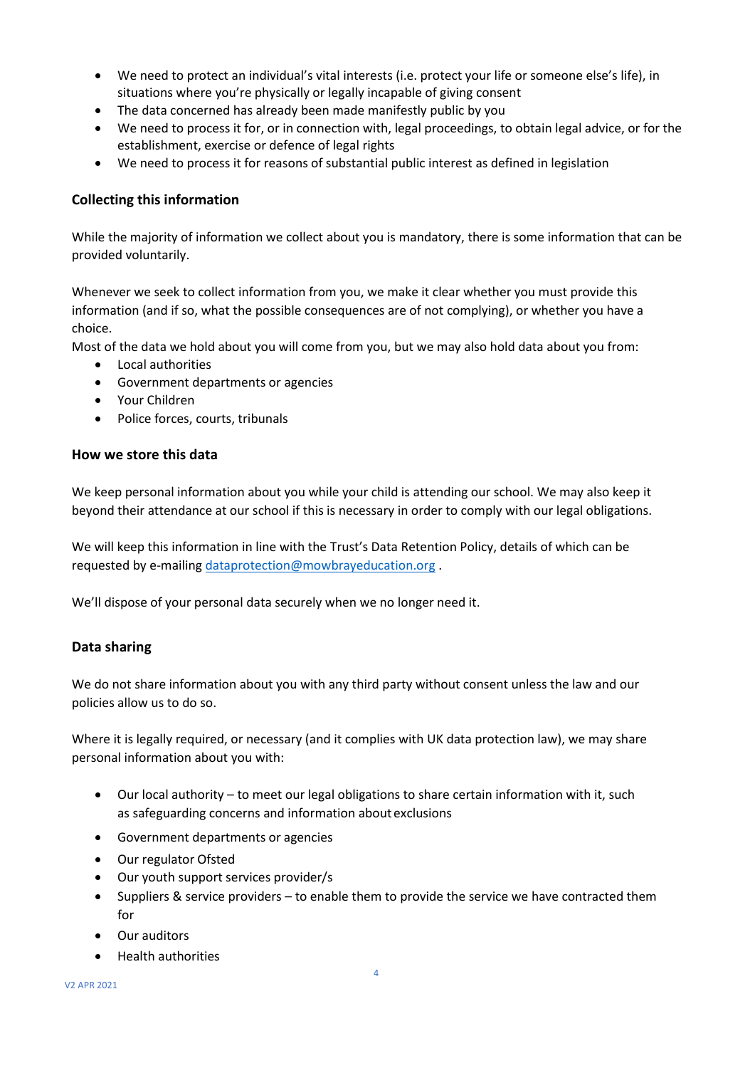- We need to protect an individual's vital interests (i.e. protect your life or someone else's life), in situations where you're physically or legally incapable of giving consent
- The data concerned has already been made manifestly public by you
- We need to process it for, or in connection with, legal proceedings, to obtain legal advice, or for the establishment, exercise or defence of legal rights
- We need to process it for reasons of substantial public interest as defined in legislation

### Collecting this information

While the majority of information we collect about you is mandatory, there is some information that can be provided voluntarily.

Whenever we seek to collect information from you, we make it clear whether you must provide this information (and if so, what the possible consequences are of not complying), or whether you have a choice.

Most of the data we hold about you will come from you, but we may also hold data about you from:

- Local authorities
- Government departments or agencies
- Your Children
- Police forces, courts, tribunals

### How we store this data

We keep personal information about you while your child is attending our school. We may also keep it beyond their attendance at our school if this is necessary in order to comply with our legal obligations.

We will keep this information in line with the Trust's Data Retention Policy, details of which can be requested by e-mailing dataprotection@mowbrayeducation.org .

We'll dispose of your personal data securely when we no longer need it.

### Data sharing

We do not share information about you with any third party without consent unless the law and our policies allow us to do so.

Where it is legally required, or necessary (and it complies with UK data protection law), we may share personal information about you with:

- Our local authority – to meet our legal obligations to share certain information with it, such as safeguarding concerns and information about exclusions
- Government departments or agencies
- Our regulator Ofsted
- Our youth support services provider/s
- Suppliers & service providers – to enable them to provide the service we have contracted them for
- Our auditors
- Health authorities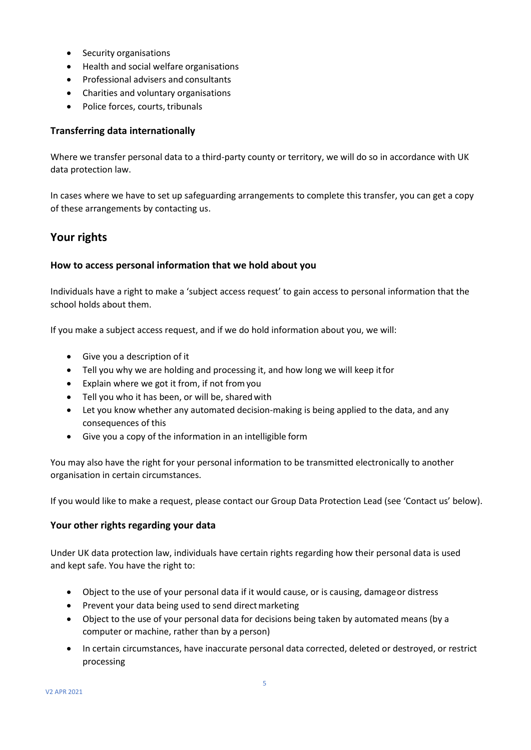- Security organisations
- Health and social welfare organisations
- Professional advisers and consultants
- Charities and voluntary organisations
- Police forces, courts, tribunals

### Transferring data internationally

Where we transfer personal data to a third-party county or territory, we will do so in accordance with UK data protection law.

In cases where we have to set up safeguarding arrangements to complete this transfer, you can get a copy of these arrangements by contacting us.

## Your rights

### How to access personal information that we hold about you

Individuals have a right to make a 'subject access request' to gain access to personal information that the school holds about them.

If you make a subject access request, and if we do hold information about you, we will:

- Give you a description of it
- Tell you why we are holding and processing it, and how long we will keep it for
- Explain where we got it from, if not from you
- Tell you who it has been, or will be, shared with
- Let you know whether any automated decision-making is being applied to the data, and any consequences of this
- Give you a copy of the information in an intelligible form

You may also have the right for your personal information to be transmitted electronically to another organisation in certain circumstances.

If you would like to make a request, please contact our Group Data Protection Lead (see 'Contact us' below).

### Your other rights regarding your data

Under UK data protection law, individuals have certain rights regarding how their personal data is used and kept safe. You have the right to:

- Object to the use of your personal data if it would cause, or is causing, damage or distress
- Prevent your data being used to send direct marketing
- Object to the use of your personal data for decisions being taken by automated means (by a computer or machine, rather than by a person)
- In certain circumstances, have inaccurate personal data corrected, deleted or destroyed, or restrict processing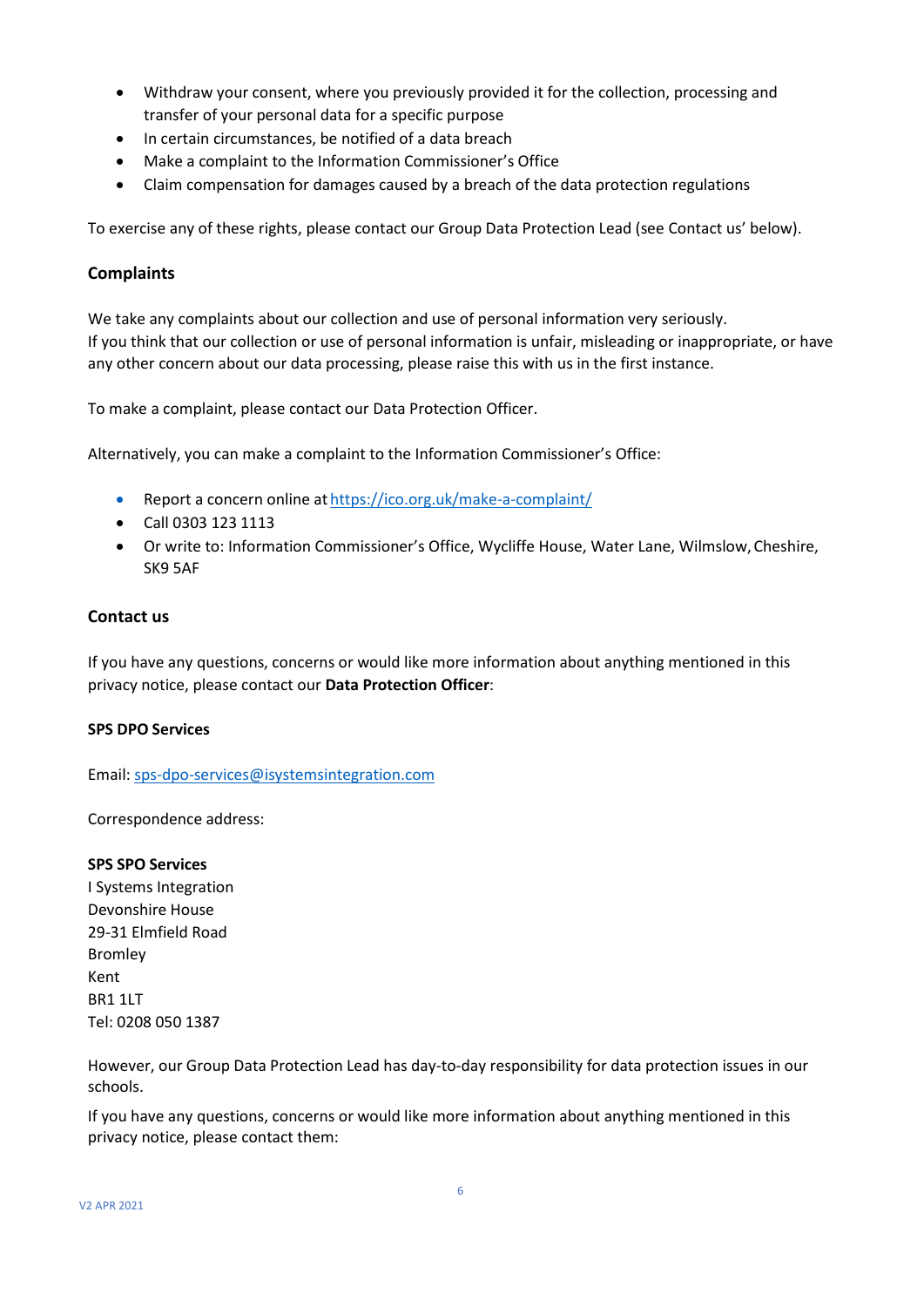- Withdraw your consent, where you previously provided it for the collection, processing and transfer of your personal data for a specific purpose
- In certain circumstances, be notified of a data breach
- Make a complaint to the Information Commissioner's Office
- Claim compensation for damages caused by a breach of the data protection regulations

To exercise any of these rights, please contact our Group Data Protection Lead (see Contact us' below).

### Complaints

We take any complaints about our collection and use of personal information very seriously.
If you think that our collection or use of personal information is unfair, misleading or inappropriate, or have any other concern about our data processing, please raise this with us in the first instance.

To make a complaint, please contact our Data Protection Officer.

Alternatively, you can make a complaint to the Information Commissioner's Office:

- Report a concern online at https://ico.org.uk/make-a-complaint/
- Call 0303 123 1113
- Or write to: Information Commissioner's Office, Wycliffe House, Water Lane, Wilmslow, Cheshire, SK9 5AF

### Contact us

If you have any questions, concerns or would like more information about anything mentioned in this privacy notice, please contact our **Data Protection Officer**:

**SPS DPO Services**

Email: sps-dpo-services@isystemsintegration.com

Correspondence address:

**SPS SPO Services**
I Systems Integration
Devonshire House
29-31 Elmfield Road
Bromley
Kent
BR1 1LT
Tel: 0208 050 1387

However, our Group Data Protection Lead has day-to-day responsibility for data protection issues in our schools.

If you have any questions, concerns or would like more information about anything mentioned in this privacy notice, please contact them:

V2 APR 2021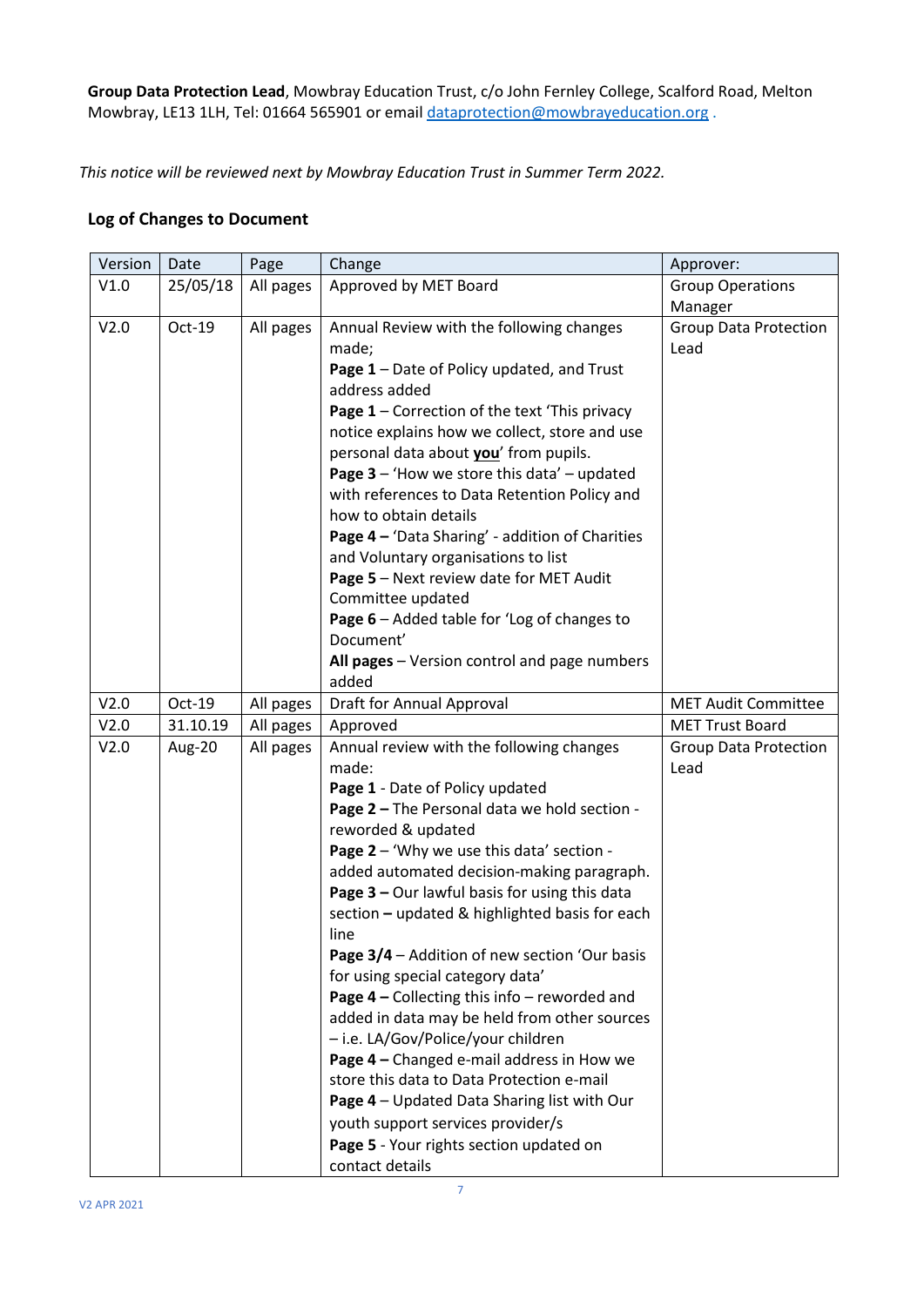**Group Data Protection Lead**, Mowbray Education Trust, c/o John Fernley College, Scalford Road, Melton Mowbray, LE13 1LH, Tel: 01664 565901 or email dataprotection@mowbrayeducation.org .

*This notice will be reviewed next by Mowbray Education Trust in Summer Term 2022.*

## Log of Changes to Document

| Version | Date | Page | Change | Approver: |
|---|---|---|---|---|
| V1.0 | 25/05/18 | All pages | Approved by MET Board | Group Operations Manager |
| V2.0 | Oct-19 | All pages | Annual Review with the following changes made;<br>**Page 1** – Date of Policy updated, and Trust address added<br>**Page 1** – Correction of the text 'This privacy notice explains how we collect, store and use personal data about **you**' from pupils.<br>**Page 3** – 'How we store this data' – updated with references to Data Retention Policy and how to obtain details<br>**Page 4 –** 'Data Sharing' - addition of Charities and Voluntary organisations to list<br>**Page 5** – Next review date for MET Audit Committee updated<br>**Page 6** – Added table for 'Log of changes to Document'<br>**All pages** – Version control and page numbers added | Group Data Protection Lead |
| V2.0 | Oct-19 | All pages | Draft for Annual Approval | MET Audit Committee |
| V2.0 | 31.10.19 | All pages | Approved | MET Trust Board |
| V2.0 | Aug-20 | All pages | Annual review with the following changes made:<br>**Page 1** - Date of Policy updated<br>**Page 2 –** The Personal data we hold section - reworded & updated<br>**Page 2** – 'Why we use this data' section - added automated decision-making paragraph.<br>**Page 3 –** Our lawful basis for using this data section **–** updated & highlighted basis for each line<br>**Page 3/4** – Addition of new section 'Our basis for using special category data'<br>**Page 4 –** Collecting this info – reworded and added in data may be held from other sources – i.e. LA/Gov/Police/your children<br>**Page 4 –** Changed e-mail address in How we store this data to Data Protection e-mail<br>**Page 4** – Updated Data Sharing list with Our youth support services provider/s<br>**Page 5** - Your rights section updated on contact details | Group Data Protection Lead |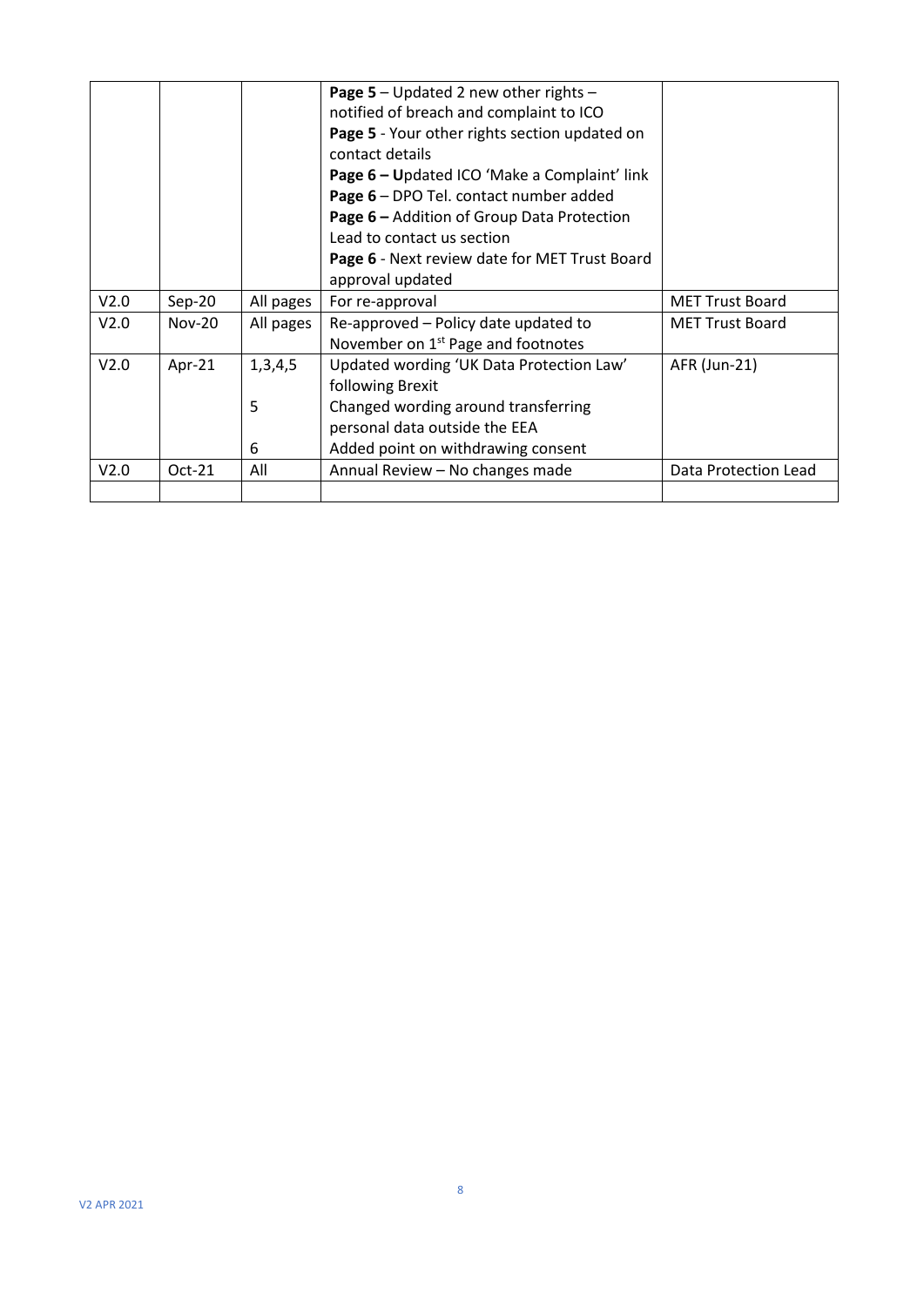| | | | | |
|---|---|---|---|---|
| | | | **Page 5** – Updated 2 new other rights – notified of breach and complaint to ICO<br>**Page 5** - Your other rights section updated on contact details<br>**Page 6 – U**pdated ICO 'Make a Complaint' link<br>**Page 6** – DPO Tel. contact number added<br>**Page 6 –** Addition of Group Data Protection Lead to contact us section<br>**Page 6** - Next review date for MET Trust Board approval updated | |
| V2.0 | Sep-20 | All pages | For re-approval | MET Trust Board |
| V2.0 | Nov-20 | All pages | Re-approved – Policy date updated to November on 1st Page and footnotes | MET Trust Board |
| V2.0 | Apr-21 | 1,3,4,5<br><br>5<br><br>6 | Updated wording 'UK Data Protection Law' following Brexit<br>Changed wording around transferring personal data outside the EEA<br>Added point on withdrawing consent | AFR (Jun-21) |
| V2.0 | Oct-21 | All | Annual Review – No changes made | Data Protection Lead |
| | | | | |

V2 APR 2021